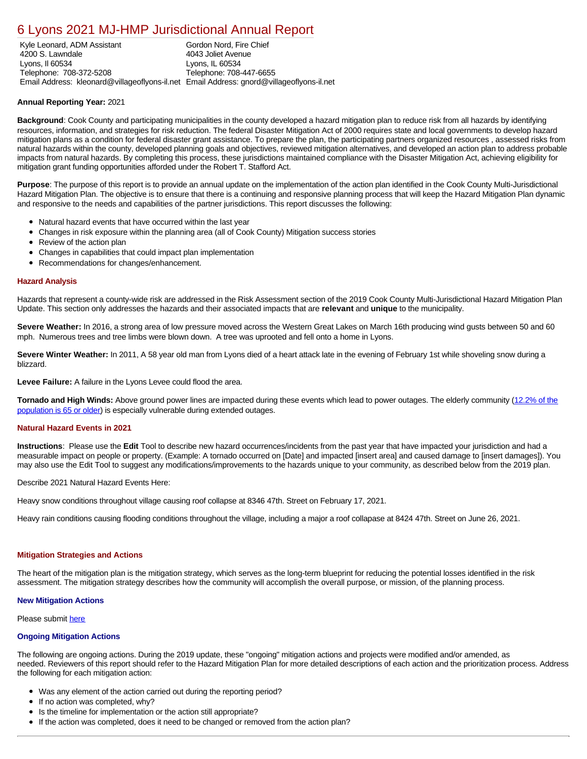# 6 Lyons 2021 MJ-HMP Jurisdictional Annual Report

| Kyle Leonard, ADM Assistant | Gordon Nord, Fire Chief |
|---|---|
| 4200 S. Lawndale | 4043 Joliet Avenue |
| Lyons, Il 60534 | Lyons, IL 60534 |
| Telephone: 708-372-5208 | Telephone: 708-447-6655 |
| Email Address: kleonard@villageoflyons-il.net | Email Address: gnord@villageoflyons-il.net |

**Annual Reporting Year:** 2021

**Background**: Cook County and participating municipalities in the county developed a hazard mitigation plan to reduce risk from all hazards by identifying resources, information, and strategies for risk reduction. The federal Disaster Mitigation Act of 2000 requires state and local governments to develop hazard mitigation plans as a condition for federal disaster grant assistance. To prepare the plan, the participating partners organized resources , assessed risks from natural hazards within the county, developed planning goals and objectives, reviewed mitigation alternatives, and developed an action plan to address probable impacts from natural hazards. By completing this process, these jurisdictions maintained compliance with the Disaster Mitigation Act, achieving eligibility for mitigation grant funding opportunities afforded under the Robert T. Stafford Act.

**Purpose**: The purpose of this report is to provide an annual update on the implementation of the action plan identified in the Cook County Multi-Jurisdictional Hazard Mitigation Plan. The objective is to ensure that there is a continuing and responsive planning process that will keep the Hazard Mitigation Plan dynamic and responsive to the needs and capabilities of the partner jurisdictions. This report discusses the following:

- Natural hazard events that have occurred within the last year
- Changes in risk exposure within the planning area (all of Cook County) Mitigation success stories
- Review of the action plan
- Changes in capabilities that could impact plan implementation
- Recommendations for changes/enhancement.

## Hazard Analysis

Hazards that represent a county-wide risk are addressed in the Risk Assessment section of the 2019 Cook County Multi-Jurisdictional Hazard Mitigation Plan Update. This section only addresses the hazards and their associated impacts that are **relevant** and **unique** to the municipality.

**Severe Weather:** In 2016, a strong area of low pressure moved across the Western Great Lakes on March 16th producing wind gusts between 50 and 60 mph. Numerous trees and tree limbs were blown down. A tree was uprooted and fell onto a home in Lyons.

**Severe Winter Weather:** In 2011, A 58 year old man from Lyons died of a heart attack late in the evening of February 1st while shoveling snow during a blizzard.

**Levee Failure:** A failure in the Lyons Levee could flood the area.

**Tornado and High Winds:** Above ground power lines are impacted during these events which lead to power outages. The elderly community (12.2% of the population is 65 or older) is especially vulnerable during extended outages.

## Natural Hazard Events in 2021

**Instructions**: Please use the **Edit** Tool to describe new hazard occurrences/incidents from the past year that have impacted your jurisdiction and had a measurable impact on people or property. (Example: A tornado occurred on [Date] and impacted [insert area] and caused damage to [insert damages]). You may also use the Edit Tool to suggest any modifications/improvements to the hazards unique to your community, as described below from the 2019 plan.

Describe 2021 Natural Hazard Events Here:

Heavy snow conditions throughout village causing roof collapse at 8346 47th. Street on February 17, 2021.

Heavy rain conditions causing flooding conditions throughout the village, including a major a roof collapase at 8424 47th. Street on June 26, 2021.

## Mitigation Strategies and Actions

The heart of the mitigation plan is the mitigation strategy, which serves as the long-term blueprint for reducing the potential losses identified in the risk assessment. The mitigation strategy describes how the community will accomplish the overall purpose, or mission, of the planning process.

### New Mitigation Actions

Please submit here

### Ongoing Mitigation Actions

The following are ongoing actions. During the 2019 update, these "ongoing" mitigation actions and projects were modified and/or amended, as needed. Reviewers of this report should refer to the Hazard Mitigation Plan for more detailed descriptions of each action and the prioritization process. Address the following for each mitigation action:

- Was any element of the action carried out during the reporting period?
- If no action was completed, why?
- Is the timeline for implementation or the action still appropriate?
- If the action was completed, does it need to be changed or removed from the action plan?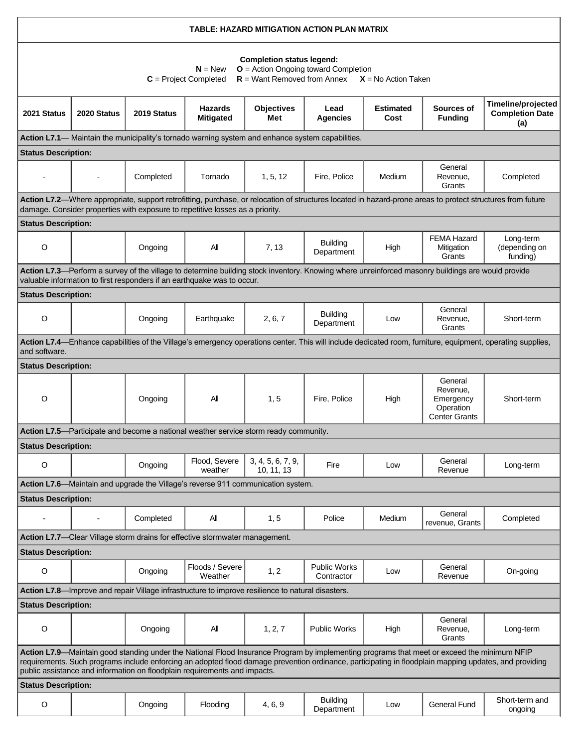**TABLE: HAZARD MITIGATION ACTION PLAN MATRIX**

**Completion status legend:**
**N** = New **O** = Action Ongoing toward Completion
**C** = Project Completed **R** = Want Removed from Annex **X** = No Action Taken

| 2021 Status | 2020 Status | 2019 Status | Hazards Mitigated | Objectives Met | Lead Agencies | Estimated Cost | Sources of Funding | Timeline/projected Completion Date (a) |
|---|---|---|---|---|---|---|---|---|
| **Action L7.1**— Maintain the municipality's tornado warning system and enhance system capabilities. | | | | | | | | |
| **Status Description:** | | | | | | | | |
| - | - | Completed | Tornado | 1, 5, 12 | Fire, Police | Medium | General Revenue, Grants | Completed |
| **Action L7.2**—Where appropriate, support retrofitting, purchase, or relocation of structures located in hazard-prone areas to protect structures from future damage. Consider properties with exposure to repetitive losses as a priority. | | | | | | | | |
| **Status Description:** | | | | | | | | |
| O | | Ongoing | All | 7, 13 | Building Department | High | FEMA Hazard Mitigation Grants | Long-term (depending on funding) |
| **Action L7.3**—Perform a survey of the village to determine building stock inventory. Knowing where unreinforced masonry buildings are would provide valuable information to first responders if an earthquake was to occur. | | | | | | | | |
| **Status Description:** | | | | | | | | |
| O | | Ongoing | Earthquake | 2, 6, 7 | Building Department | Low | General Revenue, Grants | Short-term |
| **Action L7.4**—Enhance capabilities of the Village's emergency operations center. This will include dedicated room, furniture, equipment, operating supplies, and software. | | | | | | | | |
| **Status Description:** | | | | | | | | |
| O | | Ongoing | All | 1, 5 | Fire, Police | High | General Revenue, Emergency Operation Center Grants | Short-term |
| **Action L7.5**—Participate and become a national weather service storm ready community. | | | | | | | | |
| **Status Description:** | | | | | | | | |
| O | | Ongoing | Flood, Severe weather | 3, 4, 5, 6, 7, 9, 10, 11, 13 | Fire | Low | General Revenue | Long-term |
| **Action L7.6**—Maintain and upgrade the Village's reverse 911 communication system. | | | | | | | | |
| **Status Description:** | | | | | | | | |
| - | - | Completed | All | 1, 5 | Police | Medium | General revenue, Grants | Completed |
| **Action L7.7**—Clear Village storm drains for effective stormwater management. | | | | | | | | |
| **Status Description:** | | | | | | | | |
| O | | Ongoing | Floods / Severe Weather | 1, 2 | Public Works Contractor | Low | General Revenue | On-going |
| **Action L7.8**—Improve and repair Village infrastructure to improve resilience to natural disasters. | | | | | | | | |
| **Status Description:** | | | | | | | | |
| O | | Ongoing | All | 1, 2, 7 | Public Works | High | General Revenue, Grants | Long-term |
| **Action L7.9**—Maintain good standing under the National Flood Insurance Program by implementing programs that meet or exceed the minimum NFIP requirements. Such programs include enforcing an adopted flood damage prevention ordinance, participating in floodplain mapping updates, and providing public assistance and information on floodplain requirements and impacts. | | | | | | | | |
| **Status Description:** | | | | | | | | |
| O | | Ongoing | Flooding | 4, 6, 9 | Building Department | Low | General Fund | Short-term and ongoing |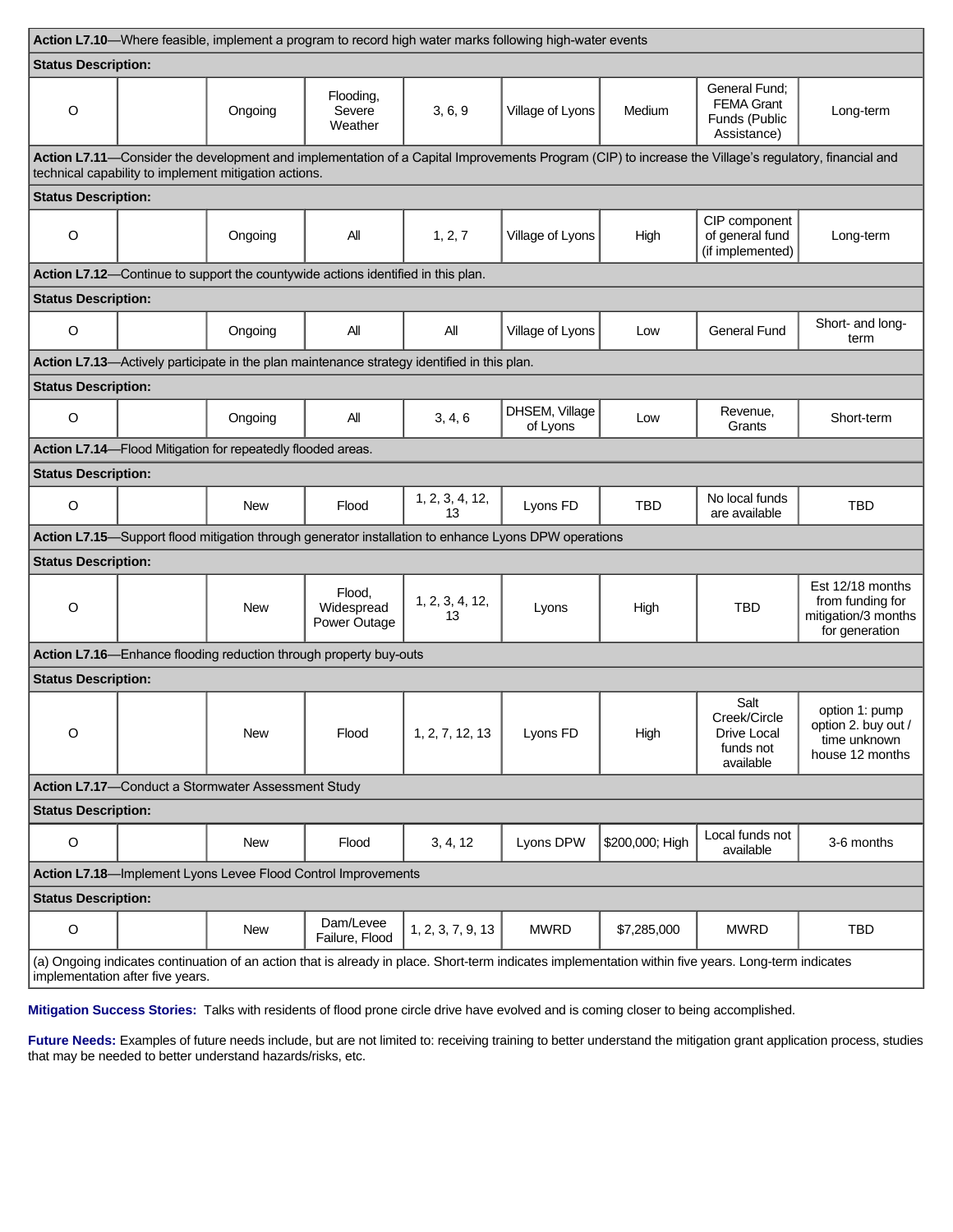| | | | | | | | | |
|---|---|---|---|---|---|---|---|---|
| **Action L7.10**—Where feasible, implement a program to record high water marks following high-water events | | | | | | | | |
| **Status Description:** | | | | | | | | |
| O | | Ongoing | Flooding, Severe Weather | 3, 6, 9 | Village of Lyons | Medium | General Fund; FEMA Grant Funds (Public Assistance) | Long-term |
| **Action L7.11**—Consider the development and implementation of a Capital Improvements Program (CIP) to increase the Village's regulatory, financial and technical capability to implement mitigation actions. | | | | | | | | |
| **Status Description:** | | | | | | | | |
| O | | Ongoing | All | 1, 2, 7 | Village of Lyons | High | CIP component of general fund (if implemented) | Long-term |
| **Action L7.12**—Continue to support the countywide actions identified in this plan. | | | | | | | | |
| **Status Description:** | | | | | | | | |
| O | | Ongoing | All | All | Village of Lyons | Low | General Fund | Short- and long-term |
| **Action L7.13**—Actively participate in the plan maintenance strategy identified in this plan. | | | | | | | | |
| **Status Description:** | | | | | | | | |
| O | | Ongoing | All | 3, 4, 6 | DHSEM, Village of Lyons | Low | Revenue, Grants | Short-term |
| **Action L7.14**—Flood Mitigation for repeatedly flooded areas. | | | | | | | | |
| **Status Description:** | | | | | | | | |
| O | | New | Flood | 1, 2, 3, 4, 12, 13 | Lyons FD | TBD | No local funds are available | TBD |
| **Action L7.15**—Support flood mitigation through generator installation to enhance Lyons DPW operations | | | | | | | | |
| **Status Description:** | | | | | | | | |
| O | | New | Flood, Widespread Power Outage | 1, 2, 3, 4, 12, 13 | Lyons | High | TBD | Est 12/18 months from funding for mitigation/3 months for generation |
| **Action L7.16**—Enhance flooding reduction through property buy-outs | | | | | | | | |
| **Status Description:** | | | | | | | | |
| O | | New | Flood | 1, 2, 7, 12, 13 | Lyons FD | High | Salt Creek/Circle Drive Local funds not available | option 1: pump option 2. buy out / time unknown house 12 months |
| **Action L7.17**—Conduct a Stormwater Assessment Study | | | | | | | | |
| **Status Description:** | | | | | | | | |
| O | | New | Flood | 3, 4, 12 | Lyons DPW | $200,000; High | Local funds not available | 3-6 months |
| **Action L7.18**—Implement Lyons Levee Flood Control Improvements | | | | | | | | |
| **Status Description:** | | | | | | | | |
| O | | New | Dam/Levee Failure, Flood | 1, 2, 3, 7, 9, 13 | MWRD | $7,285,000 | MWRD | TBD |
| (a) Ongoing indicates continuation of an action that is already in place. Short-term indicates implementation within five years. Long-term indicates implementation after five years. | | | | | | | | |

**Mitigation Success Stories:** Talks with residents of flood prone circle drive have evolved and is coming closer to being accomplished.

**Future Needs:** Examples of future needs include, but are not limited to: receiving training to better understand the mitigation grant application process, studies that may be needed to better understand hazards/risks, etc.